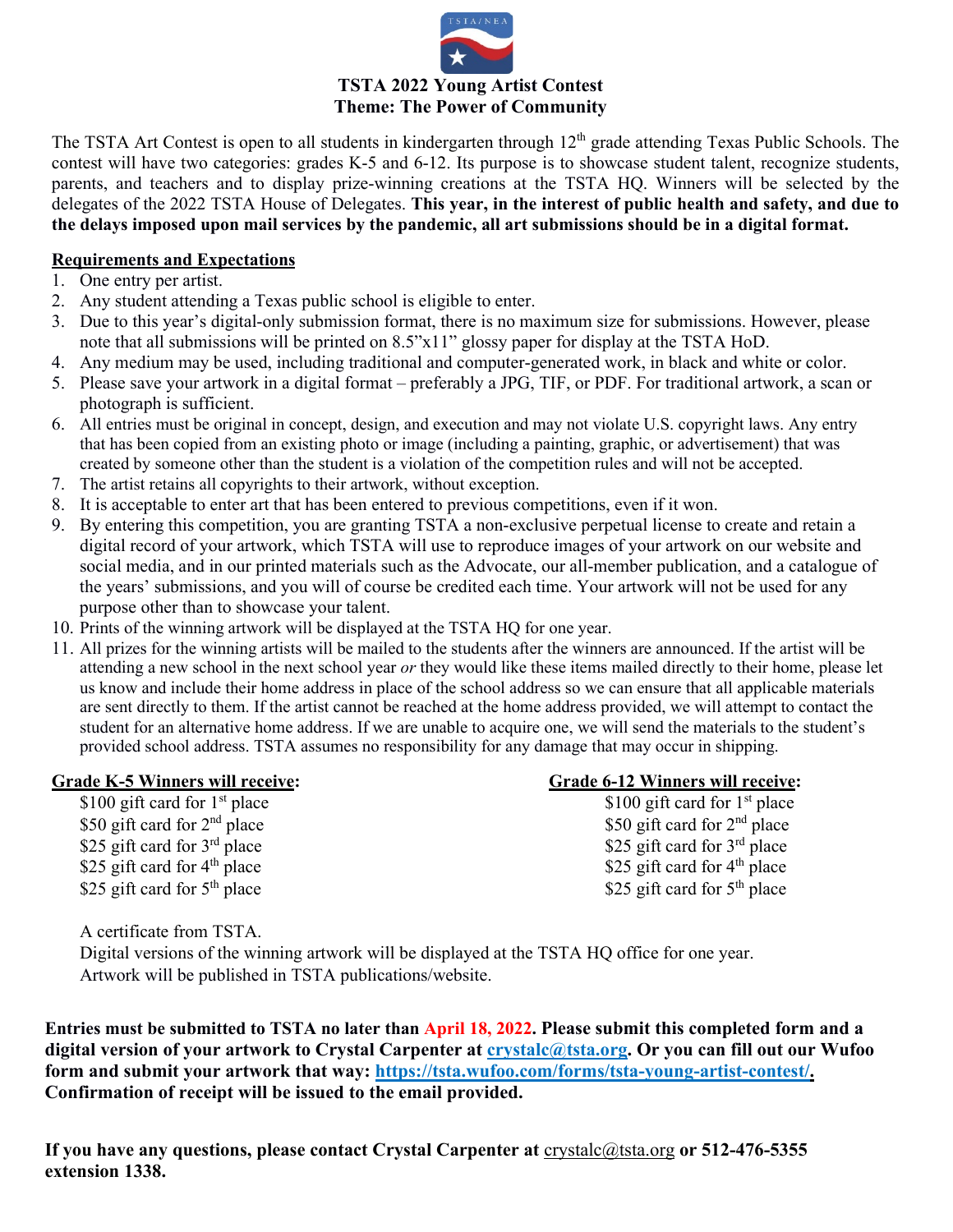# TSTA 2022 Young Artist Contest

## Theme: The Power of Community

The TSTA Art Contest is open to all students in kindergarten through 12th grade attending Texas Public Schools. The contest will have two categories: grades K-5 and 6-12. Its purpose is to showcase student talent, recognize students, parents, and teachers and to display prize-winning creations at the TSTA HQ. Winners will be selected by the delegates of the 2022 TSTA House of Delegates. **This year, in the interest of public health and safety, and due to the delays imposed upon mail services by the pandemic, all art submissions should be in a digital format.**

**Requirements and Expectations**

1. One entry per artist.
2. Any student attending a Texas public school is eligible to enter.
3. Due to this year's digital-only submission format, there is no maximum size for submissions. However, please note that all submissions will be printed on 8.5"x11" glossy paper for display at the TSTA HoD.
4. Any medium may be used, including traditional and computer-generated work, in black and white or color.
5. Please save your artwork in a digital format – preferably a JPG, TIF, or PDF. For traditional artwork, a scan or photograph is sufficient.
6. All entries must be original in concept, design, and execution and may not violate U.S. copyright laws. Any entry that has been copied from an existing photo or image (including a painting, graphic, or advertisement) that was created by someone other than the student is a violation of the competition rules and will not be accepted.
7. The artist retains all copyrights to their artwork, without exception.
8. It is acceptable to enter art that has been entered to previous competitions, even if it won.
9. By entering this competition, you are granting TSTA a non-exclusive perpetual license to create and retain a digital record of your artwork, which TSTA will use to reproduce images of your artwork on our website and social media, and in our printed materials such as the Advocate, our all-member publication, and a catalogue of the years' submissions, and you will of course be credited each time. Your artwork will not be used for any purpose other than to showcase your talent.
10. Prints of the winning artwork will be displayed at the TSTA HQ for one year.
11. All prizes for the winning artists will be mailed to the students after the winners are announced. If the artist will be attending a new school in the next school year *or* they would like these items mailed directly to their home, please let us know and include their home address in place of the school address so we can ensure that all applicable materials are sent directly to them. If the artist cannot be reached at the home address provided, we will attempt to contact the student for an alternative home address. If we are unable to acquire one, we will send the materials to the student's provided school address. TSTA assumes no responsibility for any damage that may occur in shipping.

**Grade K-5 Winners will receive:**

- $100 gift card for 1st place
- $50 gift card for 2nd place
- $25 gift card for 3rd place
- $25 gift card for 4th place
- $25 gift card for 5th place

**Grade 6-12 Winners will receive:**

- $100 gift card for 1st place
- $50 gift card for 2nd place
- $25 gift card for 3rd place
- $25 gift card for 4th place
- $25 gift card for 5th place

A certificate from TSTA.
Digital versions of the winning artwork will be displayed at the TSTA HQ office for one year.
Artwork will be published in TSTA publications/website.

**Entries must be submitted to TSTA no later than April 18, 2022. Please submit this completed form and a digital version of your artwork to Crystal Carpenter at crystalc@tsta.org. Or you can fill out our Wufoo form and submit your artwork that way: https://tsta.wufoo.com/forms/tsta-young-artist-contest/. Confirmation of receipt will be issued to the email provided.**

**If you have any questions, please contact Crystal Carpenter at** crystalc@tsta.org **or 512-476-5355 extension 1338.**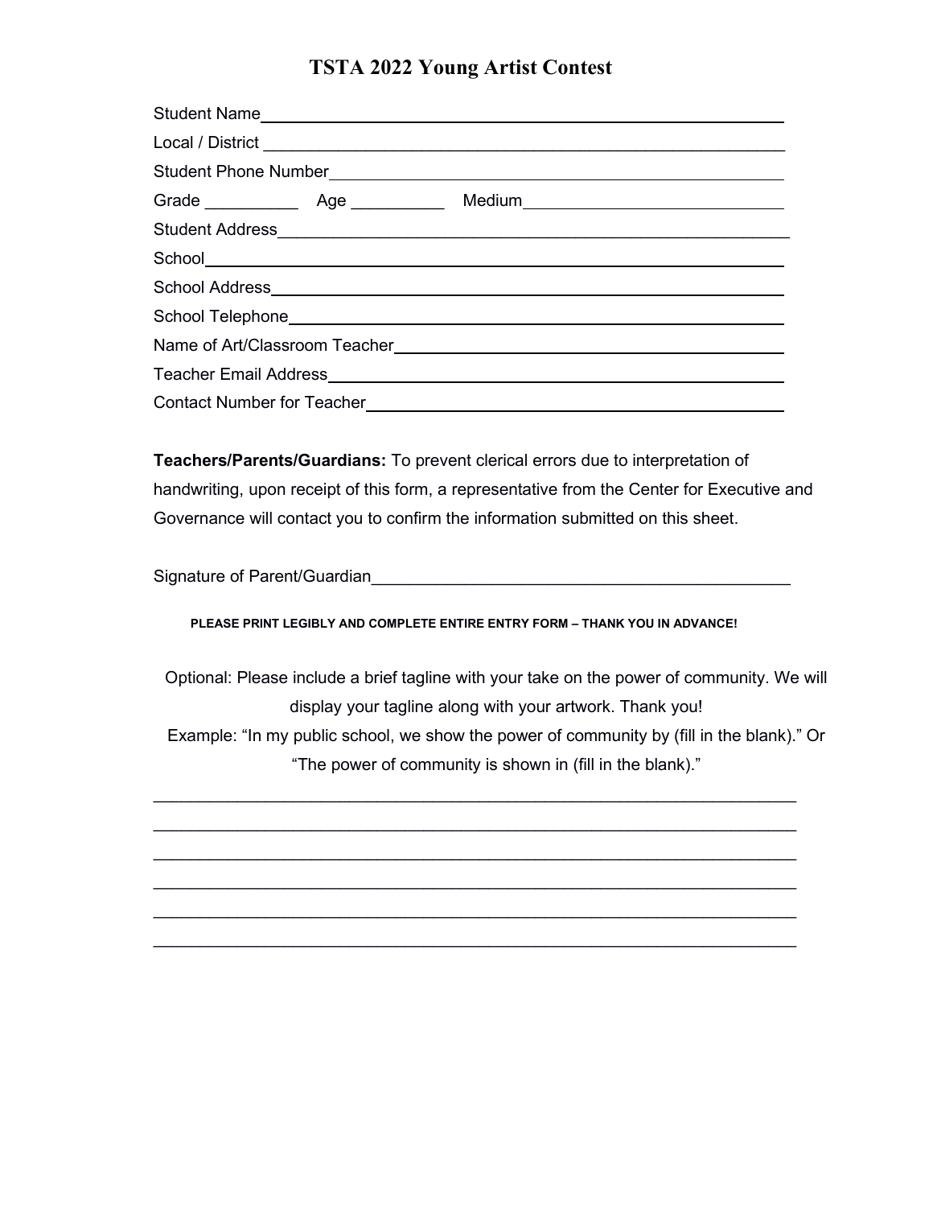# TSTA 2022 Young Artist Contest

Student Name\_\_\_\_\_\_\_\_\_\_\_\_\_\_\_\_\_\_\_\_\_\_\_\_\_\_\_\_\_\_\_\_\_\_\_\_\_\_\_\_\_\_\_\_\_\_\_\_\_\_\_\_\_\_\_\_

Local / District \_\_\_\_\_\_\_\_\_\_\_\_\_\_\_\_\_\_\_\_\_\_\_\_\_\_\_\_\_\_\_\_\_\_\_\_\_\_\_\_\_\_\_\_\_\_\_\_\_\_\_\_\_\_\_\_

Student Phone Number\_\_\_\_\_\_\_\_\_\_\_\_\_\_\_\_\_\_\_\_\_\_\_\_\_\_\_\_\_\_\_\_\_\_\_\_\_\_\_\_\_\_\_\_\_\_\_\_\_\_

Grade \_\_\_\_\_\_\_\_\_\_ Age \_\_\_\_\_\_\_\_\_\_ Medium\_\_\_\_\_\_\_\_\_\_\_\_\_\_\_\_\_\_\_\_\_\_\_\_\_\_\_\_\_\_

Student Address\_\_\_\_\_\_\_\_\_\_\_\_\_\_\_\_\_\_\_\_\_\_\_\_\_\_\_\_\_\_\_\_\_\_\_\_\_\_\_\_\_\_\_\_\_\_\_\_\_\_\_\_\_\_\_\_

School\_\_\_\_\_\_\_\_\_\_\_\_\_\_\_\_\_\_\_\_\_\_\_\_\_\_\_\_\_\_\_\_\_\_\_\_\_\_\_\_\_\_\_\_\_\_\_\_\_\_\_\_\_\_\_\_\_\_\_\_\_\_

School Address\_\_\_\_\_\_\_\_\_\_\_\_\_\_\_\_\_\_\_\_\_\_\_\_\_\_\_\_\_\_\_\_\_\_\_\_\_\_\_\_\_\_\_\_\_\_\_\_\_\_\_\_\_\_\_\_

School Telephone\_\_\_\_\_\_\_\_\_\_\_\_\_\_\_\_\_\_\_\_\_\_\_\_\_\_\_\_\_\_\_\_\_\_\_\_\_\_\_\_\_\_\_\_\_\_\_\_\_\_\_\_\_\_

Name of Art/Classroom Teacher\_\_\_\_\_\_\_\_\_\_\_\_\_\_\_\_\_\_\_\_\_\_\_\_\_\_\_\_\_\_\_\_\_\_\_\_\_\_\_\_\_\_\_

Teacher Email Address\_\_\_\_\_\_\_\_\_\_\_\_\_\_\_\_\_\_\_\_\_\_\_\_\_\_\_\_\_\_\_\_\_\_\_\_\_\_\_\_\_\_\_\_\_\_\_\_\_\_

Contact Number for Teacher\_\_\_\_\_\_\_\_\_\_\_\_\_\_\_\_\_\_\_\_\_\_\_\_\_\_\_\_\_\_\_\_\_\_\_\_\_\_\_\_\_\_\_\_\_\_

**Teachers/Parents/Guardians:** To prevent clerical errors due to interpretation of handwriting, upon receipt of this form, a representative from the Center for Executive and Governance will contact you to confirm the information submitted on this sheet.

Signature of Parent/Guardian\_\_\_\_\_\_\_\_\_\_\_\_\_\_\_\_\_\_\_\_\_\_\_\_\_\_\_\_\_\_\_\_\_\_\_\_\_\_\_\_\_\_\_\_\_\_

**PLEASE PRINT LEGIBLY AND COMPLETE ENTIRE ENTRY FORM – THANK YOU IN ADVANCE!**

Optional: Please include a brief tagline with your take on the power of community. We will display your tagline along with your artwork. Thank you!

Example: "In my public school, we show the power of community by (fill in the blank)." Or "The power of community is shown in (fill in the blank)."

\_\_\_\_\_\_\_\_\_\_\_\_\_\_\_\_\_\_\_\_\_\_\_\_\_\_\_\_\_\_\_\_\_\_\_\_\_\_\_\_\_\_\_\_\_\_\_\_\_\_\_\_\_\_\_\_\_\_\_\_\_\_\_\_\_\_\_\_

\_\_\_\_\_\_\_\_\_\_\_\_\_\_\_\_\_\_\_\_\_\_\_\_\_\_\_\_\_\_\_\_\_\_\_\_\_\_\_\_\_\_\_\_\_\_\_\_\_\_\_\_\_\_\_\_\_\_\_\_\_\_\_\_\_\_\_\_

\_\_\_\_\_\_\_\_\_\_\_\_\_\_\_\_\_\_\_\_\_\_\_\_\_\_\_\_\_\_\_\_\_\_\_\_\_\_\_\_\_\_\_\_\_\_\_\_\_\_\_\_\_\_\_\_\_\_\_\_\_\_\_\_\_\_\_\_

\_\_\_\_\_\_\_\_\_\_\_\_\_\_\_\_\_\_\_\_\_\_\_\_\_\_\_\_\_\_\_\_\_\_\_\_\_\_\_\_\_\_\_\_\_\_\_\_\_\_\_\_\_\_\_\_\_\_\_\_\_\_\_\_\_\_\_\_

\_\_\_\_\_\_\_\_\_\_\_\_\_\_\_\_\_\_\_\_\_\_\_\_\_\_\_\_\_\_\_\_\_\_\_\_\_\_\_\_\_\_\_\_\_\_\_\_\_\_\_\_\_\_\_\_\_\_\_\_\_\_\_\_\_\_\_\_

\_\_\_\_\_\_\_\_\_\_\_\_\_\_\_\_\_\_\_\_\_\_\_\_\_\_\_\_\_\_\_\_\_\_\_\_\_\_\_\_\_\_\_\_\_\_\_\_\_\_\_\_\_\_\_\_\_\_\_\_\_\_\_\_\_\_\_\_